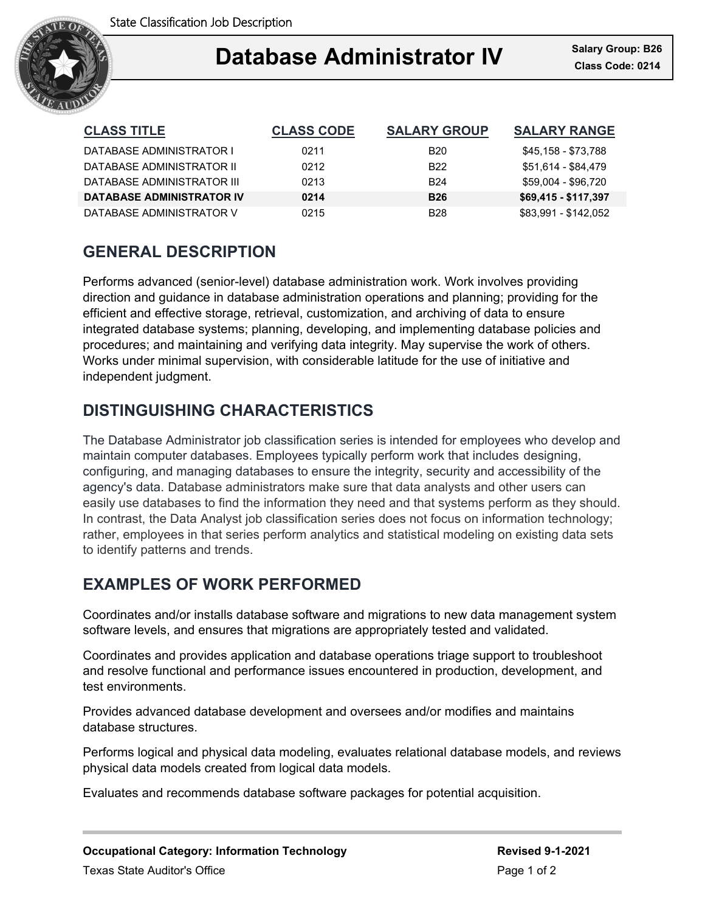State Classification Job Description

# Database Administrator IV

**Salary Group: B26**
**Class Code: 0214**

| CLASS TITLE | CLASS CODE | SALARY GROUP | SALARY RANGE |
|---|---|---|---|
| DATABASE ADMINISTRATOR I | 0211 | B20 | $45,158 - $73,788 |
| DATABASE ADMINISTRATOR II | 0212 | B22 | $51,614 - $84,479 |
| DATABASE ADMINISTRATOR III | 0213 | B24 | $59,004 - $96,720 |
| **DATABASE ADMINISTRATOR IV** | **0214** | **B26** | **$69,415 - $117,397** |
| DATABASE ADMINISTRATOR V | 0215 | B28 | $83,991 - $142,052 |

## GENERAL DESCRIPTION

Performs advanced (senior-level) database administration work. Work involves providing direction and guidance in database administration operations and planning; providing for the efficient and effective storage, retrieval, customization, and archiving of data to ensure integrated database systems; planning, developing, and implementing database policies and procedures; and maintaining and verifying data integrity. May supervise the work of others. Works under minimal supervision, with considerable latitude for the use of initiative and independent judgment.

## DISTINGUISHING CHARACTERISTICS

The Database Administrator job classification series is intended for employees who develop and maintain computer databases. Employees typically perform work that includes designing, configuring, and managing databases to ensure the integrity, security and accessibility of the agency's data. Database administrators make sure that data analysts and other users can easily use databases to find the information they need and that systems perform as they should. In contrast, the Data Analyst job classification series does not focus on information technology; rather, employees in that series perform analytics and statistical modeling on existing data sets to identify patterns and trends.

## EXAMPLES OF WORK PERFORMED

Coordinates and/or installs database software and migrations to new data management system software levels, and ensures that migrations are appropriately tested and validated.

Coordinates and provides application and database operations triage support to troubleshoot and resolve functional and performance issues encountered in production, development, and test environments.

Provides advanced database development and oversees and/or modifies and maintains database structures.

Performs logical and physical data modeling, evaluates relational database models, and reviews physical data models created from logical data models.

Evaluates and recommends database software packages for potential acquisition.

**Occupational Category: Information Technology**
Texas State Auditor's Office

**Revised 9-1-2021**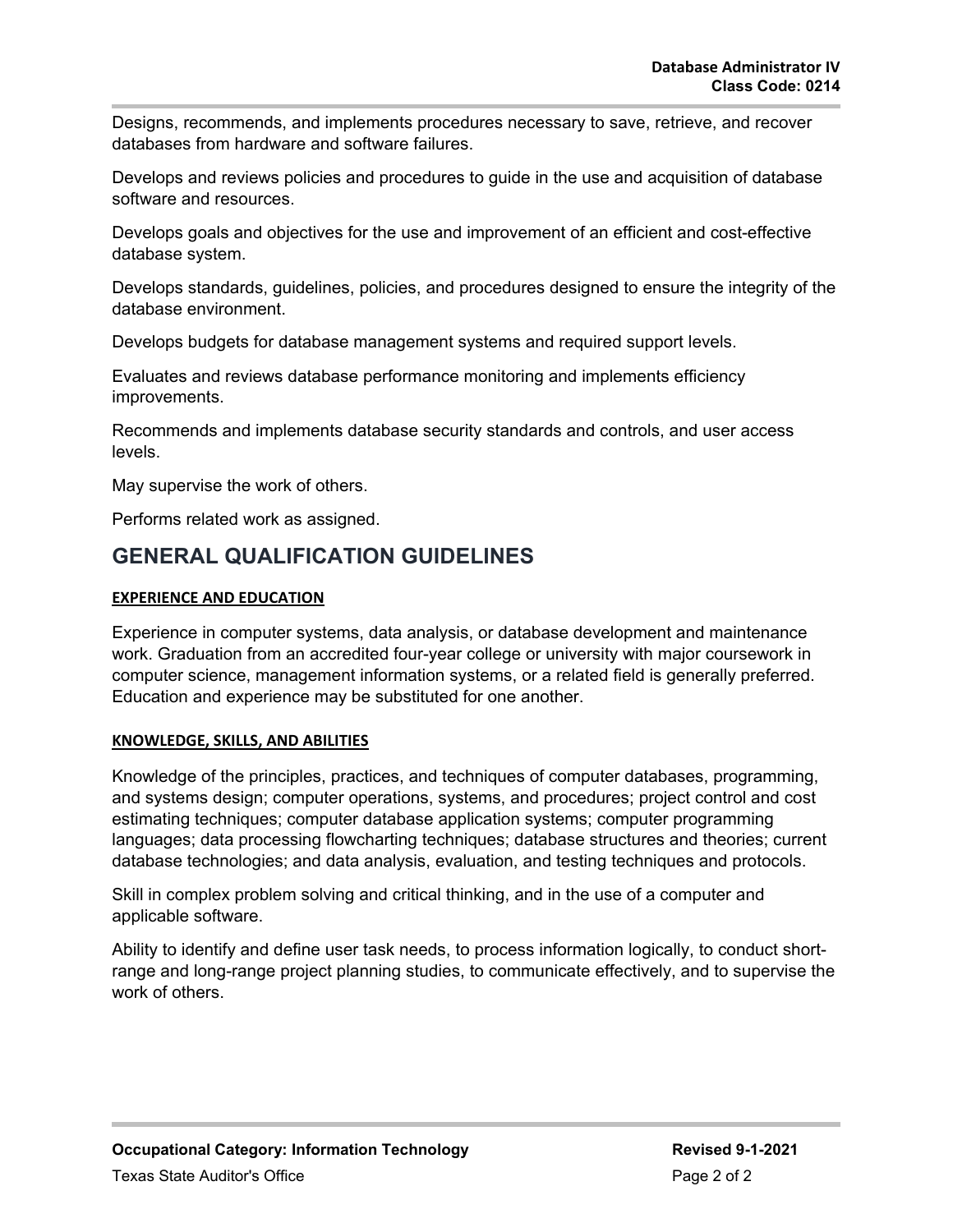Designs, recommends, and implements procedures necessary to save, retrieve, and recover databases from hardware and software failures.

Develops and reviews policies and procedures to guide in the use and acquisition of database software and resources.

Develops goals and objectives for the use and improvement of an efficient and cost-effective database system.

Develops standards, guidelines, policies, and procedures designed to ensure the integrity of the database environment.

Develops budgets for database management systems and required support levels.

Evaluates and reviews database performance monitoring and implements efficiency improvements.

Recommends and implements database security standards and controls, and user access levels.

May supervise the work of others.

Performs related work as assigned.

## GENERAL QUALIFICATION GUIDELINES

### EXPERIENCE AND EDUCATION

Experience in computer systems, data analysis, or database development and maintenance work. Graduation from an accredited four-year college or university with major coursework in computer science, management information systems, or a related field is generally preferred. Education and experience may be substituted for one another.

### KNOWLEDGE, SKILLS, AND ABILITIES

Knowledge of the principles, practices, and techniques of computer databases, programming, and systems design; computer operations, systems, and procedures; project control and cost estimating techniques; computer database application systems; computer programming languages; data processing flowcharting techniques; database structures and theories; current database technologies; and data analysis, evaluation, and testing techniques and protocols.

Skill in complex problem solving and critical thinking, and in the use of a computer and applicable software.

Ability to identify and define user task needs, to process information logically, to conduct short-range and long-range project planning studies, to communicate effectively, and to supervise the work of others.